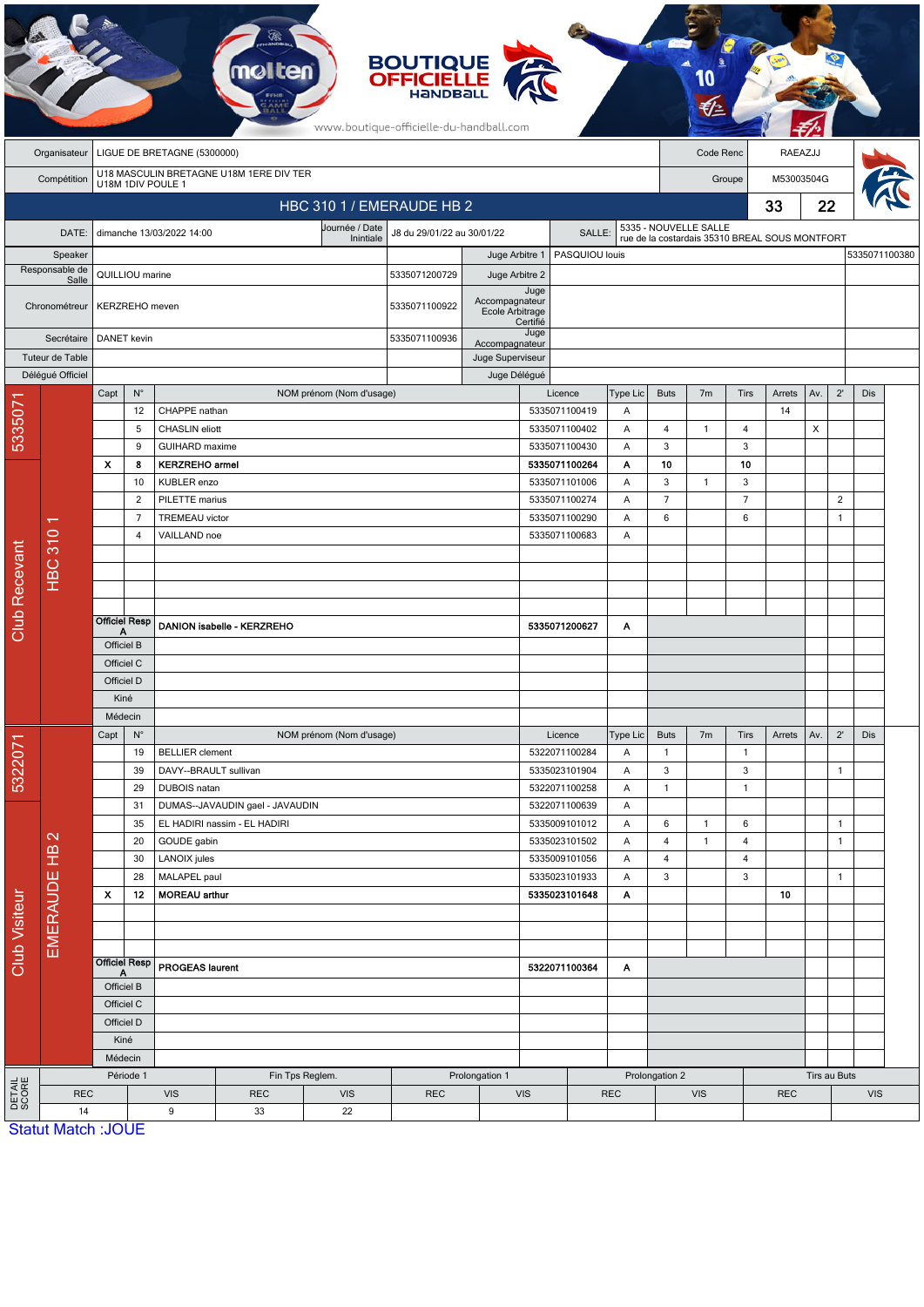BOUTIQUE OFFICIELLE HANDBALL

www.boutique-officielle-du-handball.com

| | | | |
|---|---|---|---|
| Organisateur | LIGUE DE BRETAGNE (5300000) | Code Renc | RAEAZJJ |
| Compétition | U18 MASCULIN BRETAGNE U18M 1ERE DIV TER U18M 1DIV POULE 1 | Groupe | M53003504G |

## HBC 310 1 / EMERAUDE HB 2 — 33 / 22

| | | | | | |
|---|---|---|---|---|---|
| DATE: | dimanche 13/03/2022 14:00 | Journée / Date Inintiale | J8 du 29/01/22 au 30/01/22 | SALLE: | 5335 - NOUVELLE SALLE rue de la costardais 35310 BREAL SOUS MONTFORT |
| Speaker | | | Juge Arbitre 1 | PASQUIOU louis | 5335071100380 |
| Responsable de Salle | QUILLIOU marine | 5335071200729 | Juge Arbitre 2 | | |
| Chronométreur | KERZREHO meven | 5335071100922 | Juge Accompagnateur Ecole Arbitrage Certifié | | |
| Secrétaire | DANET kevin | 5335071100936 | Juge Accompagnateur | | |
| Tuteur de Table | | | Juge Superviseur | | |
| Délégué Officiel | | | Juge Délégué | | |

### Club Recevant — 5335071 — HBC 310 1

| Capt | N° | NOM prénom (Nom d'usage) | Licence | Type Lic | Buts | 7m | Tirs | Arrets | Av. | 2' | Dis |
|---|---|---|---|---|---|---|---|---|---|---|---|
| | 12 | CHAPPE nathan | 5335071100419 | A | | | | 14 | | | |
| | 5 | CHASLIN eliott | 5335071100402 | A | 4 | 1 | 4 | | X | | |
| | 9 | GUIHARD maxime | 5335071100430 | A | 3 | | 3 | | | | |
| X | 8 | **KERZREHO armel** | **5335071100264** | **A** | **10** | | **10** | | | | |
| | 10 | KUBLER enzo | 5335071101006 | A | 3 | 1 | 3 | | | | |
| | 2 | PILETTE marius | 5335071100274 | A | 7 | | 7 | | | 2 | |
| | 7 | TREMEAU victor | 5335071100290 | A | 6 | | 6 | | | 1 | |
| | 4 | VAILLAND noe | 5335071100683 | A | | | | | | | |
| Officiel Resp A | | **DANION isabelle - KERZREHO** | **5335071200627** | **A** | | | | | | | |
| Officiel B | | | | | | | | | | | |
| Officiel C | | | | | | | | | | | |
| Officiel D | | | | | | | | | | | |
| Kiné | | | | | | | | | | | |
| Médecin | | | | | | | | | | | |

### Club Visiteur — 5322071 — EMERAUDE HB 2

| Capt | N° | NOM prénom (Nom d'usage) | Licence | Type Lic | Buts | 7m | Tirs | Arrets | Av. | 2' | Dis |
|---|---|---|---|---|---|---|---|---|---|---|---|
| | 19 | BELLIER clement | 5322071100284 | A | 1 | | 1 | | | | |
| | 39 | DAVY--BRAULT sullivan | 5335023101904 | A | 3 | | 3 | | | 1 | |
| | 29 | DUBOIS natan | 5322071100258 | A | 1 | | 1 | | | | |
| | 31 | DUMAS--JAVAUDIN gael - JAVAUDIN | 5322071100639 | A | | | | | | | |
| | 35 | EL HADIRI nassim - EL HADIRI | 5335009101012 | A | 6 | 1 | 6 | | | 1 | |
| | 20 | GOUDE gabin | 5335023101502 | A | 4 | 1 | 4 | | | 1 | |
| | 30 | LANOIX jules | 5335009101056 | A | 4 | | 4 | | | | |
| | 28 | MALAPEL paul | 5335023101933 | A | 3 | | 3 | | | 1 | |
| X | 12 | **MOREAU arthur** | **5335023101648** | **A** | | | | **10** | | | |
| Officiel Resp A | | **PROGEAS laurent** | **5322071100364** | **A** | | | | | | | |
| Officiel B | | | | | | | | | | | |
| Officiel C | | | | | | | | | | | |
| Officiel D | | | | | | | | | | | |
| Kiné | | | | | | | | | | | |
| Médecin | | | | | | | | | | | |

### DETAIL SCORE

| Période 1 | | Fin Tps Reglem. | | Prolongation 1 | | Prolongation 2 | | Tirs au Buts | |
|---|---|---|---|---|---|---|---|---|---|
| REC | VIS | REC | VIS | REC | VIS | REC | VIS | REC | VIS |
| 14 | 9 | 33 | 22 | | | | | | |

Statut Match :JOUE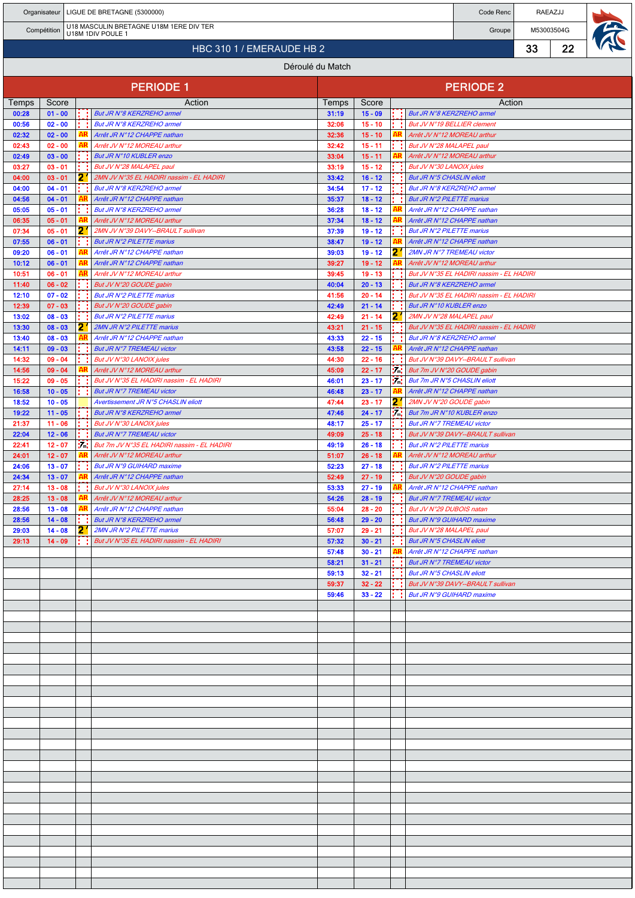| Organisateur | LIGUE DE BRETAGNE (5300000) | Code Renc | RAEAZJJ |
|---|---|---|---|
| Compétition | U18 MASCULIN BRETAGNE U18M 1ERE DIV TER U18M 1DIV POULE 1 | Groupe | M53003504G |

## HBC 310 1 / EMERAUDE HB 2 — 33 / 22

Déroulé du Match

| PERIODE 1 | | | | PERIODE 2 | | | |
|---|---|---|---|---|---|---|---|
| Temps | Score | | Action | Temps | Score | | Action |
| 00:28 | 01 - 00 | | But JR N°8 KERZREHO armel | 31:19 | 15 - 09 | | But JR N°8 KERZREHO armel |
| 00:56 | 02 - 00 | | But JR N°8 KERZREHO armel | 32:06 | 15 - 10 | | But JV N°19 BELLIER clement |
| 02:32 | 02 - 00 | AR | Arrêt JR N°12 CHAPPE nathan | 32:36 | 15 - 10 | AR | Arrêt JV N°12 MOREAU arthur |
| 02:43 | 02 - 00 | AR | Arrêt JV N°12 MOREAU arthur | 32:42 | 15 - 11 | | But JV N°28 MALAPEL paul |
| 02:49 | 03 - 00 | | But JR N°10 KUBLER enzo | 33:04 | 15 - 11 | AR | Arrêt JV N°12 MOREAU arthur |
| 03:27 | 03 - 01 | | But JV N°28 MALAPEL paul | 33:19 | 15 - 12 | | But JV N°30 LANOIX jules |
| 04:00 | 03 - 01 | 2' | 2MN JV N°35 EL HADIRI nassim - EL HADIRI | 33:42 | 16 - 12 | | But JR N°5 CHASLIN eliott |
| 04:00 | 04 - 01 | | But JR N°8 KERZREHO armel | 34:54 | 17 - 12 | | But JR N°8 KERZREHO armel |
| 04:56 | 04 - 01 | AR | Arrêt JR N°12 CHAPPE nathan | 35:37 | 18 - 12 | | But JR N°2 PILETTE marius |
| 05:05 | 05 - 01 | | But JR N°8 KERZREHO armel | 36:28 | 18 - 12 | AR | Arrêt JR N°12 CHAPPE nathan |
| 06:35 | 05 - 01 | AR | Arrêt JV N°12 MOREAU arthur | 37:34 | 18 - 12 | AR | Arrêt JR N°12 CHAPPE nathan |
| 07:34 | 05 - 01 | 2' | 2MN JV N°39 DAVY--BRAULT sullivan | 37:39 | 19 - 12 | | But JR N°2 PILETTE marius |
| 07:55 | 06 - 01 | | But JR N°2 PILETTE marius | 38:47 | 19 - 12 | AR | Arrêt JR N°12 CHAPPE nathan |
| 09:20 | 06 - 01 | AR | Arrêt JR N°12 CHAPPE nathan | 39:03 | 19 - 12 | 2' | 2MN JR N°7 TREMEAU victor |
| 10:12 | 06 - 01 | AR | Arrêt JR N°12 CHAPPE nathan | 39:27 | 19 - 12 | AR | Arrêt JV N°12 MOREAU arthur |
| 10:51 | 06 - 01 | AR | Arrêt JV N°12 MOREAU arthur | 39:45 | 19 - 13 | | But JV N°35 EL HADIRI nassim - EL HADIRI |
| 11:40 | 06 - 02 | | But JV N°20 GOUDE gabin | 40:04 | 20 - 13 | | But JR N°8 KERZREHO armel |
| 12:10 | 07 - 02 | | But JR N°2 PILETTE marius | 41:56 | 20 - 14 | | But JV N°35 EL HADIRI nassim - EL HADIRI |
| 12:39 | 07 - 03 | | But JV N°20 GOUDE gabin | 42:49 | 21 - 14 | | But JR N°10 KUBLER enzo |
| 13:02 | 08 - 03 | | But JR N°2 PILETTE marius | 42:49 | 21 - 14 | 2' | 2MN JV N°28 MALAPEL paul |
| 13:30 | 08 - 03 | 2' | 2MN JR N°2 PILETTE marius | 43:21 | 21 - 15 | | But JV N°35 EL HADIRI nassim - EL HADIRI |
| 13:40 | 08 - 03 | AR | Arrêt JR N°12 CHAPPE nathan | 43:33 | 22 - 15 | | But JR N°8 KERZREHO armel |
| 14:11 | 09 - 03 | | But JR N°7 TREMEAU victor | 43:58 | 22 - 15 | AR | Arrêt JR N°12 CHAPPE nathan |
| 14:32 | 09 - 04 | | But JV N°30 LANOIX jules | 44:30 | 22 - 16 | | But JV N°39 DAVY--BRAULT sullivan |
| 14:56 | 09 - 04 | AR | Arrêt JV N°12 MOREAU arthur | 45:09 | 22 - 17 | 7m | But 7m JV N°20 GOUDE gabin |
| 15:22 | 09 - 05 | | But JV N°35 EL HADIRI nassim - EL HADIRI | 46:01 | 23 - 17 | 7m | But 7m JR N°5 CHASLIN eliott |
| 16:58 | 10 - 05 | | But JR N°7 TREMEAU victor | 46:48 | 23 - 17 | AR | Arrêt JR N°12 CHAPPE nathan |
| 18:52 | 10 - 05 | | Avertissement JR N°5 CHASLIN eliott | 47:44 | 23 - 17 | 2' | 2MN JV N°20 GOUDE gabin |
| 19:22 | 11 - 05 | | But JR N°8 KERZREHO armel | 47:46 | 24 - 17 | 7m | But 7m JR N°10 KUBLER enzo |
| 21:37 | 11 - 06 | | But JV N°30 LANOIX jules | 48:17 | 25 - 17 | | But JR N°7 TREMEAU victor |
| 22:04 | 12 - 06 | | But JR N°7 TREMEAU victor | 49:09 | 25 - 18 | | But JV N°39 DAVY--BRAULT sullivan |
| 22:41 | 12 - 07 | 7m | But 7m JV N°35 EL HADIRI nassim - EL HADIRI | 49:19 | 26 - 18 | | But JR N°2 PILETTE marius |
| 24:01 | 12 - 07 | AR | Arrêt JV N°12 MOREAU arthur | 51:07 | 26 - 18 | AR | Arrêt JV N°12 MOREAU arthur |
| 24:06 | 13 - 07 | | But JR N°9 GUIHARD maxime | 52:23 | 27 - 18 | | But JR N°2 PILETTE marius |
| 24:34 | 13 - 07 | AR | Arrêt JR N°12 CHAPPE nathan | 52:49 | 27 - 19 | | But JV N°20 GOUDE gabin |
| 27:14 | 13 - 08 | | But JV N°30 LANOIX jules | 53:33 | 27 - 19 | AR | Arrêt JR N°12 CHAPPE nathan |
| 28:25 | 13 - 08 | AR | Arrêt JV N°12 MOREAU arthur | 54:26 | 28 - 19 | | But JR N°7 TREMEAU victor |
| 28:56 | 13 - 08 | AR | Arrêt JR N°12 CHAPPE nathan | 55:04 | 28 - 20 | | But JV N°29 DUBOIS natan |
| 28:56 | 14 - 08 | | But JR N°8 KERZREHO armel | 56:48 | 29 - 20 | | But JR N°9 GUIHARD maxime |
| 29:03 | 14 - 08 | 2' | 2MN JR N°2 PILETTE marius | 57:07 | 29 - 21 | | But JV N°28 MALAPEL paul |
| 29:13 | 14 - 09 | | But JV N°35 EL HADIRI nassim - EL HADIRI | 57:32 | 30 - 21 | | But JR N°5 CHASLIN eliott |
| | | | | 57:48 | 30 - 21 | AR | Arrêt JR N°12 CHAPPE nathan |
| | | | | 58:21 | 31 - 21 | | But JR N°7 TREMEAU victor |
| | | | | 59:13 | 32 - 21 | | But JR N°5 CHASLIN eliott |
| | | | | 59:37 | 32 - 22 | | But JV N°39 DAVY--BRAULT sullivan |
| | | | | 59:46 | 33 - 22 | | But JR N°9 GUIHARD maxime |